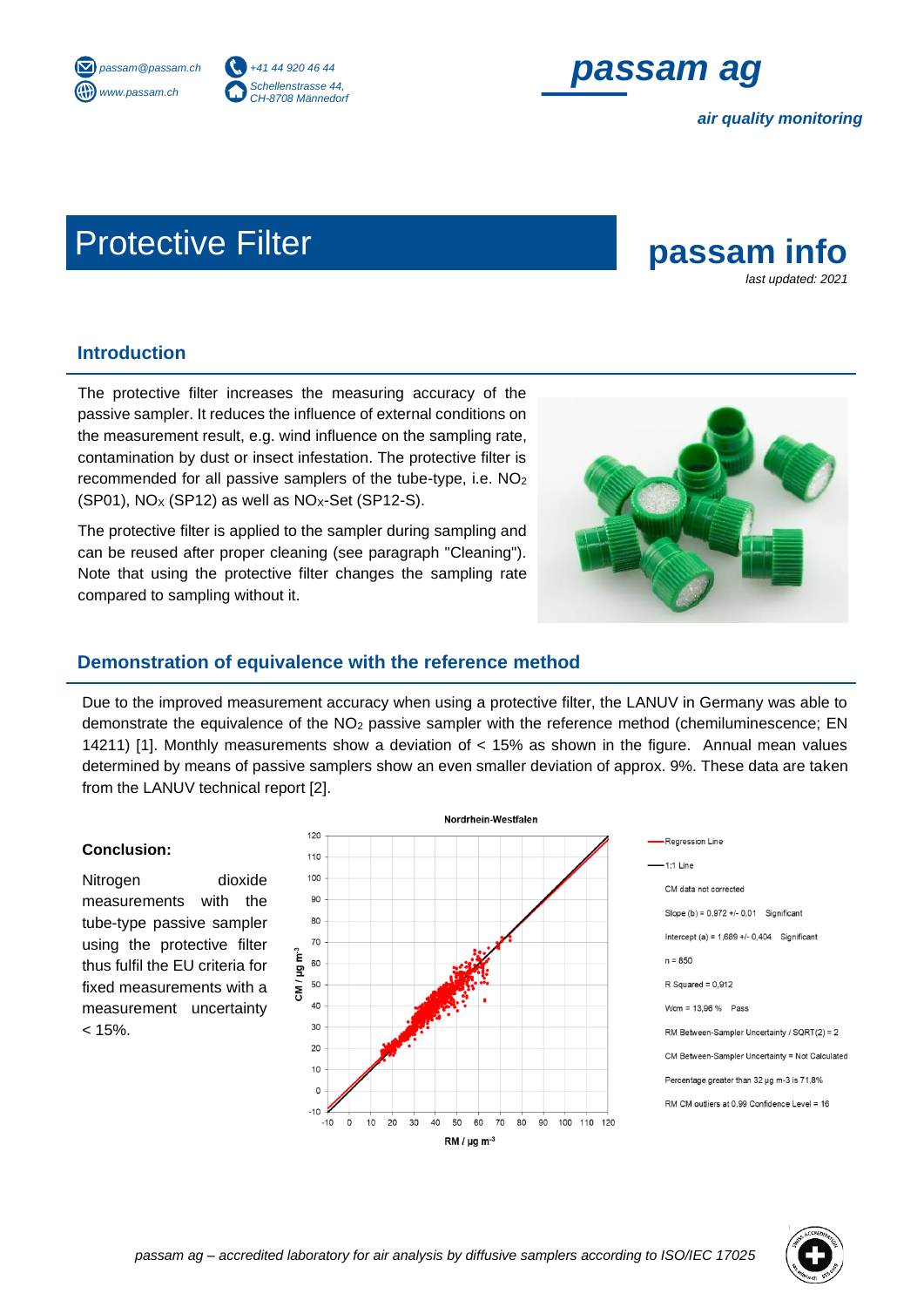passam@passam.ch
www.passam.ch

+41 44 920 46 44
Schellenstrasse 44,
CH-8708 Männedorf

**passam ag**

*air quality monitoring*

# Protective Filter

**passam info**

*last updated: 2021*

## Introduction

The protective filter increases the measuring accuracy of the passive sampler. It reduces the influence of external conditions on the measurement result, e.g. wind influence on the sampling rate, contamination by dust or insect infestation. The protective filter is recommended for all passive samplers of the tube-type, i.e. $NO_2$ (SP01), $NO_X$ (SP12) as well as $NO_X$-Set (SP12-S).

The protective filter is applied to the sampler during sampling and can be reused after proper cleaning (see paragraph "Cleaning"). Note that using the protective filter changes the sampling rate compared to sampling without it.

## Demonstration of equivalence with the reference method

Due to the improved measurement accuracy when using a protective filter, the LANUV in Germany was able to demonstrate the equivalence of the $NO_2$ passive sampler with the reference method (chemiluminescence; EN 14211) [1]. Monthly measurements show a deviation of < 15% as shown in the figure. Annual mean values determined by means of passive samplers show an even smaller deviation of approx. 9%. These data are taken from the LANUV technical report [2].

**Conclusion:**

Nitrogen dioxide measurements with the tube-type passive sampler using the protective filter thus fulfil the EU criteria for fixed measurements with a measurement uncertainty < 15%.

Nordrhein-Westfalen

- Regression Line
- 1:1 Line
- CM data not corrected
- Slope (b) = 0,972 +/- 0,01 Significant
- Intercept (a) = 1,689 +/- 0,404 Significant
- n = 850
- R Squared = 0,912
- Wcm = 13,96 % Pass
- RM Between-Sampler Uncertainty / SQRT(2) = 2
- CM Between-Sampler Uncertainty = Not Calculated
- Percentage greater than 32 µg m-3 is 71,8%
- RM CM outliers at 0,99 Confidence Level = 16

*passam ag – accredited laboratory for air analysis by diffusive samplers according to ISO/IEC 17025*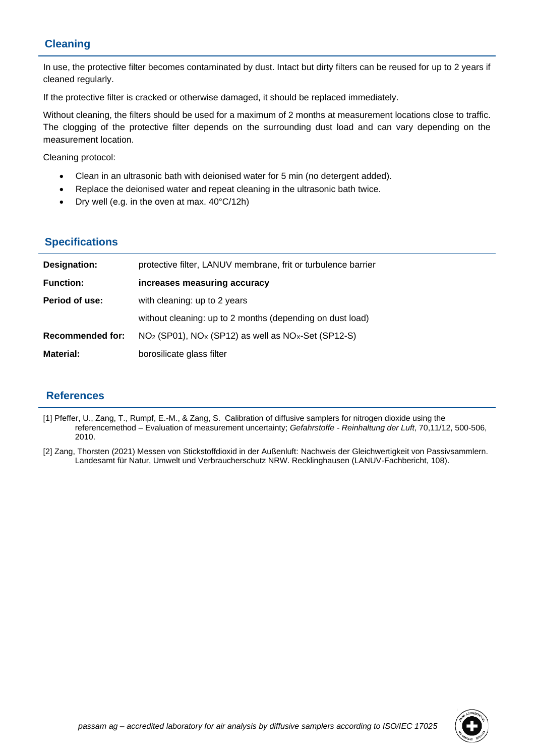## Cleaning

In use, the protective filter becomes contaminated by dust. Intact but dirty filters can be reused for up to 2 years if cleaned regularly.

If the protective filter is cracked or otherwise damaged, it should be replaced immediately.

Without cleaning, the filters should be used for a maximum of 2 months at measurement locations close to traffic. The clogging of the protective filter depends on the surrounding dust load and can vary depending on the measurement location.

Cleaning protocol:

- Clean in an ultrasonic bath with deionised water for 5 min (no detergent added).
- Replace the deionised water and repeat cleaning in the ultrasonic bath twice.
- Dry well (e.g. in the oven at max. 40°C/12h)

## Specifications

| | |
|---|---|
| **Designation:** | protective filter, LANUV membrane, frit or turbulence barrier |
| **Function:** | **increases measuring accuracy** |
| **Period of use:** | with cleaning: up to 2 years |
| | without cleaning: up to 2 months (depending on dust load) |
| **Recommended for:** | $NO_2$ (SP01), $NO_X$ (SP12) as well as $NO_X$-Set (SP12-S) |
| **Material:** | borosilicate glass filter |

## References

[1] Pfeffer, U., Zang, T., Rumpf, E.-M., & Zang, S. Calibration of diffusive samplers for nitrogen dioxide using the referencemethod – Evaluation of measurement uncertainty; *Gefahrstoffe - Reinhaltung der Luft*, 70,11/12, 500-506, 2010.

[2] Zang, Thorsten (2021) Messen von Stickstoffdioxid in der Außenluft: Nachweis der Gleichwertigkeit von Passivsammlern. Landesamt für Natur, Umwelt und Verbraucherschutz NRW. Recklinghausen (LANUV-Fachbericht, 108).